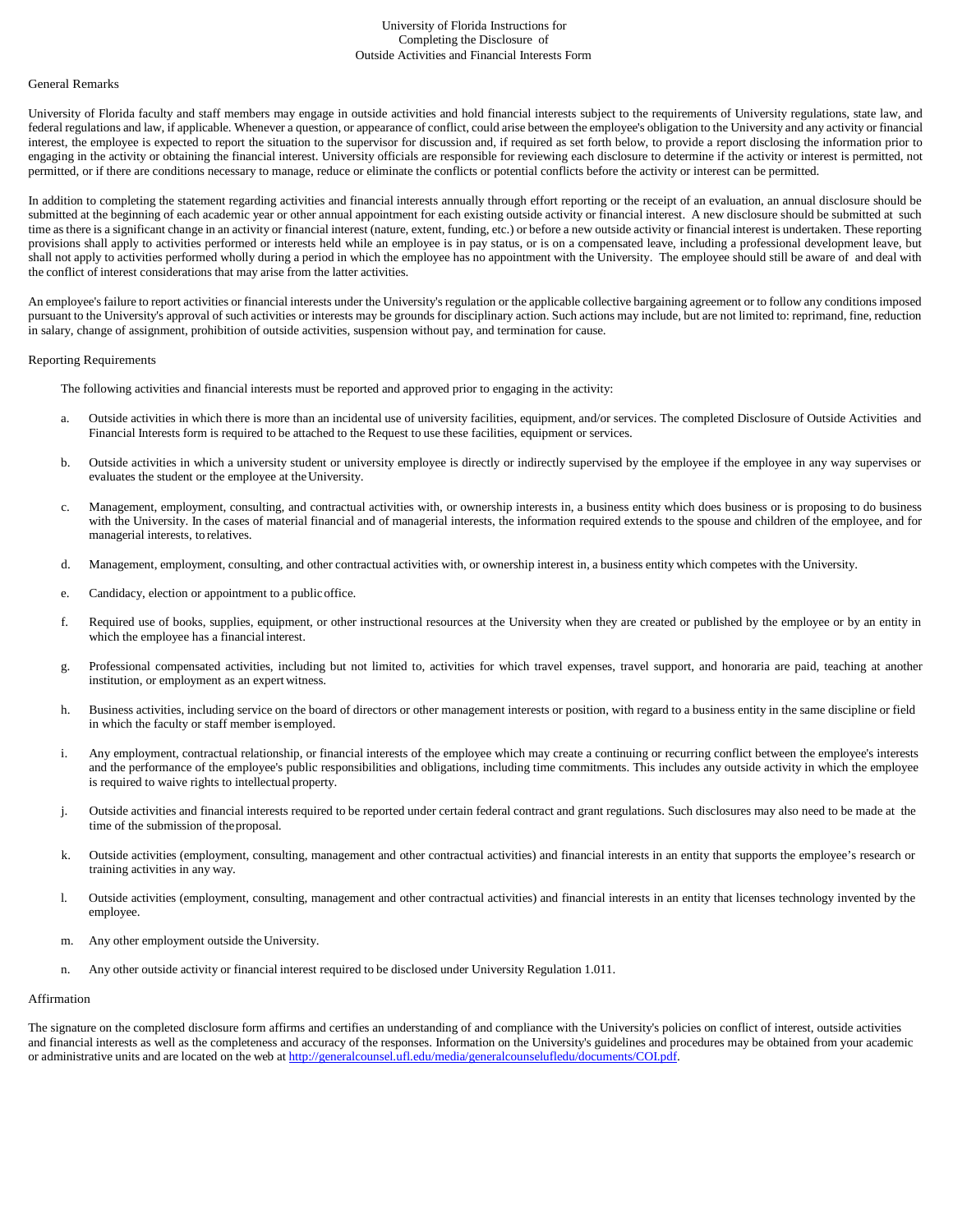# University of Florida Instructions for Completing the Disclosure of Outside Activities and Financial Interests Form

## General Remarks

University of Florida faculty and staff members may engage in outside activities and hold financial interests subject to the requirements of University regulations, state law, and federal regulations and law, if applicable. Whenever a question, or appearance of conflict, could arise between the employee's obligation to the University and any activity or financial interest, the employee is expected to report the situation to the supervisor for discussion and, if required as set forth below, to provide a report disclosing the information prior to engaging in the activity or obtaining the financial interest. University officials are responsible for reviewing each disclosure to determine if the activity or interest is permitted, not permitted, or if there are conditions necessary to manage, reduce or eliminate the conflicts or potential conflicts before the activity or interest can be permitted.

In addition to completing the statement regarding activities and financial interests annually through effort reporting or the receipt of an evaluation, an annual disclosure should be submitted at the beginning of each academic year or other annual appointment for each existing outside activity or financial interest. A new disclosure should be submitted at such time as there is a significant change in an activity or financial interest (nature, extent, funding, etc.) or before a new outside activity or financial interest is undertaken. These reporting provisions shall apply to activities performed or interests held while an employee is in pay status, or is on a compensated leave, including a professional development leave, but shall not apply to activities performed wholly during a period in which the employee has no appointment with the University. The employee should still be aware of and deal with the conflict of interest considerations that may arise from the latter activities.

An employee's failure to report activities or financial interests under the University's regulation or the applicable collective bargaining agreement or to follow any conditions imposed pursuant to the University's approval of such activities or interests may be grounds for disciplinary action. Such actions may include, but are not limited to: reprimand, fine, reduction in salary, change of assignment, prohibition of outside activities, suspension without pay, and termination for cause.

## Reporting Requirements

The following activities and financial interests must be reported and approved prior to engaging in the activity:

a. Outside activities in which there is more than an incidental use of university facilities, equipment, and/or services. The completed Disclosure of Outside Activities and Financial Interests form is required to be attached to the Request to use these facilities, equipment or services.

b. Outside activities in which a university student or university employee is directly or indirectly supervised by the employee if the employee in any way supervises or evaluates the student or the employee at the University.

c. Management, employment, consulting, and contractual activities with, or ownership interests in, a business entity which does business or is proposing to do business with the University. In the cases of material financial and of managerial interests, the information required extends to the spouse and children of the employee, and for managerial interests, to relatives.

d. Management, employment, consulting, and other contractual activities with, or ownership interest in, a business entity which competes with the University.

e. Candidacy, election or appointment to a public office.

f. Required use of books, supplies, equipment, or other instructional resources at the University when they are created or published by the employee or by an entity in which the employee has a financial interest.

g. Professional compensated activities, including but not limited to, activities for which travel expenses, travel support, and honoraria are paid, teaching at another institution, or employment as an expert witness.

h. Business activities, including service on the board of directors or other management interests or position, with regard to a business entity in the same discipline or field in which the faculty or staff member is employed.

i. Any employment, contractual relationship, or financial interests of the employee which may create a continuing or recurring conflict between the employee's interests and the performance of the employee's public responsibilities and obligations, including time commitments. This includes any outside activity in which the employee is required to waive rights to intellectual property.

j. Outside activities and financial interests required to be reported under certain federal contract and grant regulations. Such disclosures may also need to be made at the time of the submission of the proposal.

k. Outside activities (employment, consulting, management and other contractual activities) and financial interests in an entity that supports the employee's research or training activities in any way.

l. Outside activities (employment, consulting, management and other contractual activities) and financial interests in an entity that licenses technology invented by the employee.

m. Any other employment outside the University.

n. Any other outside activity or financial interest required to be disclosed under University Regulation 1.011.

## Affirmation

The signature on the completed disclosure form affirms and certifies an understanding of and compliance with the University's policies on conflict of interest, outside activities and financial interests as well as the completeness and accuracy of the responses. Information on the University's guidelines and procedures may be obtained from your academic or administrative units and are located on the web at [http://generalcounsel.ufl.edu/media/generalcounselufledu/documents/COI.pdf](http://generalcounsel.ufl.edu/media/generalcounselufledu/documents/COI.pdf).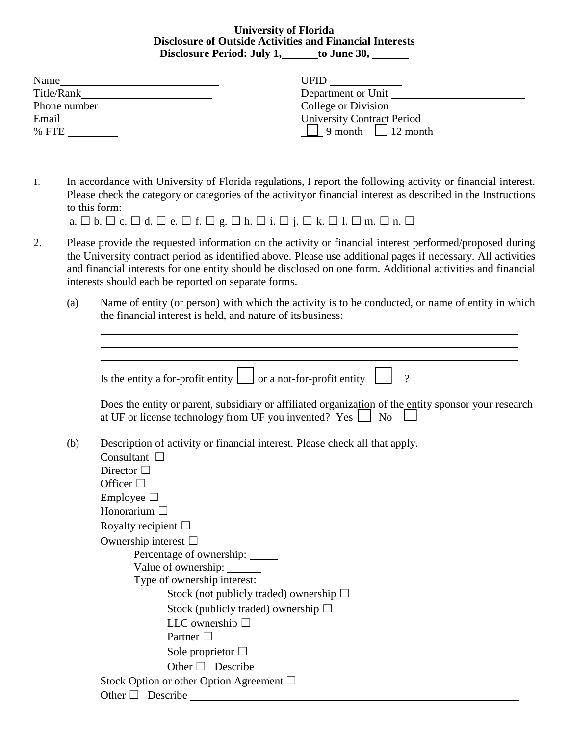**University of Florida**
**Disclosure of Outside Activities and Financial Interests**
**Disclosure Period: July 1, \_\_\_\_\_\_ to June 30, \_\_\_\_\_\_**

Name \_\_\_\_\_\_\_\_\_\_\_\_\_\_\_\_\_\_\_\_\_\_\_\_\_\_\_\_\_\_

Title/Rank \_\_\_\_\_\_\_\_\_\_\_\_\_\_\_\_\_\_\_\_\_\_\_\_\_\_

Phone number \_\_\_\_\_\_\_\_\_\_\_\_\_\_\_\_\_\_\_\_

Email \_\_\_\_\_\_\_\_\_\_\_\_\_\_\_\_\_\_\_\_

% FTE \_\_\_\_\_\_\_\_\_\_

UFID \_\_\_\_\_\_\_\_\_\_\_\_\_\_

Department or Unit \_\_\_\_\_\_\_\_\_\_\_\_\_\_\_\_\_\_\_\_\_\_\_\_\_\_

College or Division \_\_\_\_\_\_\_\_\_\_\_\_\_\_\_\_\_\_\_\_\_\_\_\_\_\_

University Contract Period

☐ 9 month ☐ 12 month

1. In accordance with University of Florida regulations, I report the following activity or financial interest. Please check the category or categories of the activity or financial interest as described in the Instructions to this form:

   a. ☐ b. ☐ c. ☐ d. ☐ e. ☐ f. ☐ g. ☐ h. ☐ i. ☐ j. ☐ k. ☐ l. ☐ m. ☐ n. ☐

2. Please provide the requested information on the activity or financial interest performed/proposed during the University contract period as identified above. Please use additional pages if necessary. All activities and financial interests for one entity should be disclosed on one form. Additional activities and financial interests should each be reported on separate forms.

   (a) Name of entity (or person) with which the activity is to be conducted, or name of entity in which the financial interest is held, and nature of its business:

   \_\_\_\_\_\_\_\_\_\_\_\_\_\_\_\_\_\_\_\_\_\_\_\_\_\_\_\_\_\_\_\_\_\_\_\_\_\_\_\_\_\_\_\_\_\_\_\_\_\_\_\_\_\_\_\_\_\_\_\_\_\_\_\_

   \_\_\_\_\_\_\_\_\_\_\_\_\_\_\_\_\_\_\_\_\_\_\_\_\_\_\_\_\_\_\_\_\_\_\_\_\_\_\_\_\_\_\_\_\_\_\_\_\_\_\_\_\_\_\_\_\_\_\_\_\_\_\_\_

   \_\_\_\_\_\_\_\_\_\_\_\_\_\_\_\_\_\_\_\_\_\_\_\_\_\_\_\_\_\_\_\_\_\_\_\_\_\_\_\_\_\_\_\_\_\_\_\_\_\_\_\_\_\_\_\_\_\_\_\_\_\_\_\_

   Is the entity a for-profit entity ☐ or a not-for-profit entity ☐ ?

   Does the entity or parent, subsidiary or affiliated organization of the entity sponsor your research at UF or license technology from UF you invented? Yes ☐ No ☐

   (b) Description of activity or financial interest. Please check all that apply.

   Consultant ☐

   Director ☐

   Officer ☐

   Employee ☐

   Honorarium ☐

   Royalty recipient ☐

   Ownership interest ☐

   - Percentage of ownership: \_\_\_\_\_
   - Value of ownership: \_\_\_\_\_\_
   - Type of ownership interest:
     - Stock (not publicly traded) ownership ☐
     - Stock (publicly traded) ownership ☐
     - LLC ownership ☐
     - Partner ☐
     - Sole proprietor ☐
     - Other ☐ Describe \_\_\_\_\_\_\_\_\_\_\_\_\_\_\_\_\_\_\_\_\_\_\_\_\_\_\_\_\_\_\_\_\_\_\_\_\_\_\_\_

   Stock Option or other Option Agreement ☐

   Other ☐ Describe \_\_\_\_\_\_\_\_\_\_\_\_\_\_\_\_\_\_\_\_\_\_\_\_\_\_\_\_\_\_\_\_\_\_\_\_\_\_\_\_\_\_\_\_\_\_\_\_\_\_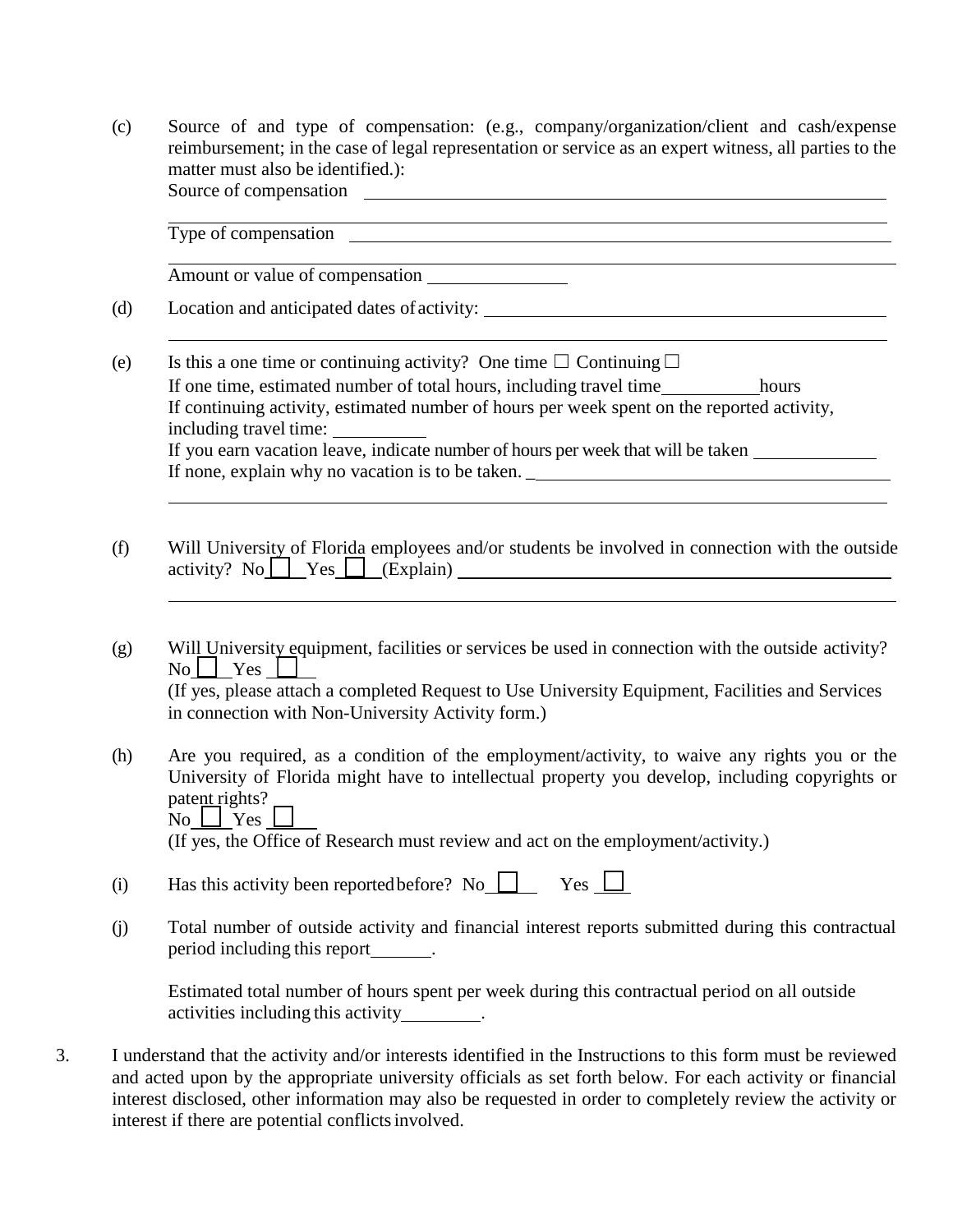(c) Source of and type of compensation: (e.g., company/organization/client and cash/expense reimbursement; in the case of legal representation or service as an expert witness, all parties to the matter must also be identified.):

Source of compensation ______________________________________________

______________________________________________

Type of compensation ______________________________________________

______________________________________________

Amount or value of compensation ______________

(d) Location and anticipated dates of activity: ______________________________________________

______________________________________________

(e) Is this a one time or continuing activity? One time ☐ Continuing ☐

If one time, estimated number of total hours, including travel time __________ hours

If continuing activity, estimated number of hours per week spent on the reported activity, including travel time: __________

If you earn vacation leave, indicate number of hours per week that will be taken ____________

If none, explain why no vacation is to be taken. ______________________________________________

______________________________________________

(f) Will University of Florida employees and/or students be involved in connection with the outside activity? No ☐ Yes ☐ (Explain) ______________________________________________

______________________________________________

(g) Will University equipment, facilities or services be used in connection with the outside activity?
No ☐ Yes ☐
(If yes, please attach a completed Request to Use University Equipment, Facilities and Services in connection with Non-University Activity form.)

(h) Are you required, as a condition of the employment/activity, to waive any rights you or the University of Florida might have to intellectual property you develop, including copyrights or patent rights?
No ☐ Yes ☐
(If yes, the Office of Research must review and act on the employment/activity.)

(i) Has this activity been reported before? No ☐ Yes ☐

(j) Total number of outside activity and financial interest reports submitted during this contractual period including this report______.

Estimated total number of hours spent per week during this contractual period on all outside activities including this activity________.

3. I understand that the activity and/or interests identified in the Instructions to this form must be reviewed and acted upon by the appropriate university officials as set forth below. For each activity or financial interest disclosed, other information may also be requested in order to completely review the activity or interest if there are potential conflicts involved.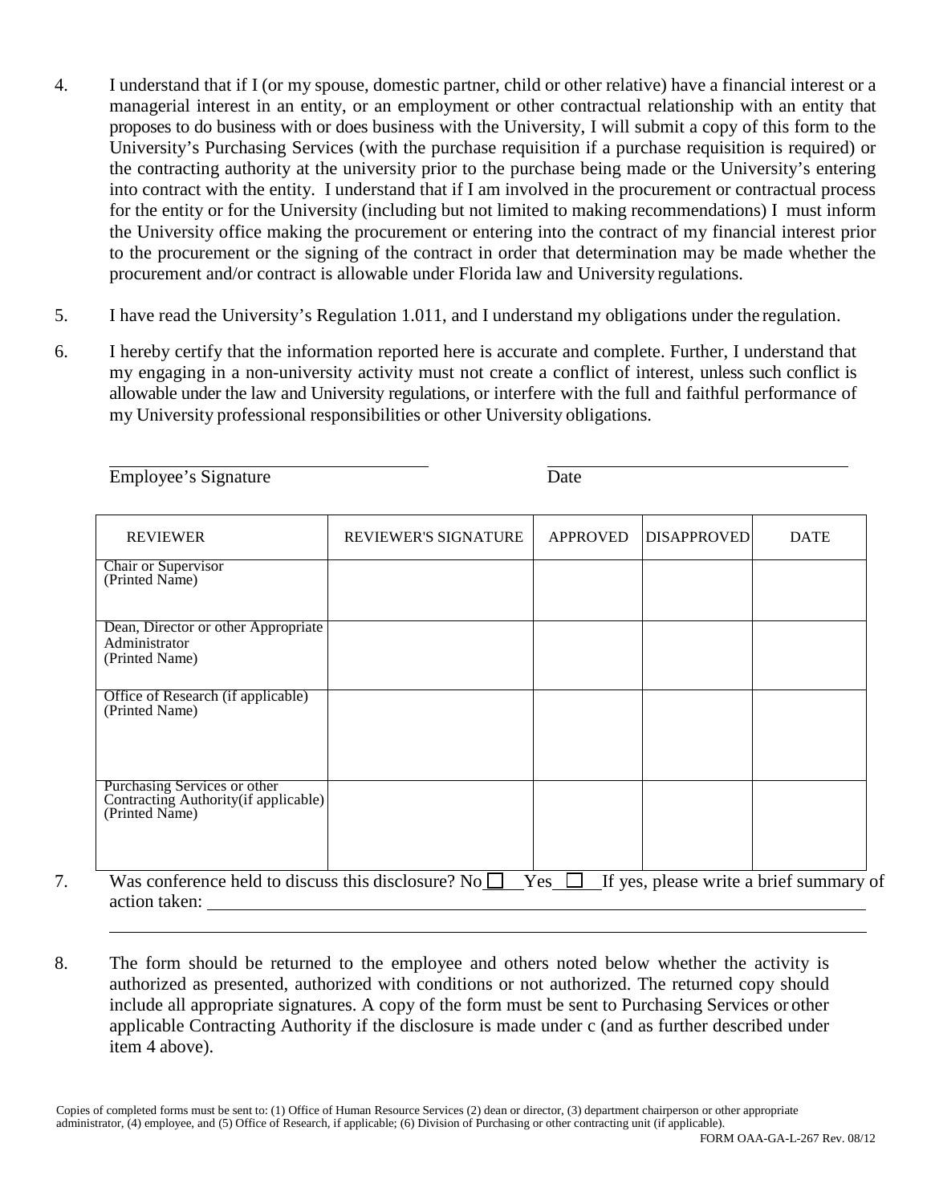4. I understand that if I (or my spouse, domestic partner, child or other relative) have a financial interest or a managerial interest in an entity, or an employment or other contractual relationship with an entity that proposes to do business with or does business with the University, I will submit a copy of this form to the University's Purchasing Services (with the purchase requisition if a purchase requisition is required) or the contracting authority at the university prior to the purchase being made or the University's entering into contract with the entity. I understand that if I am involved in the procurement or contractual process for the entity or for the University (including but not limited to making recommendations) I must inform the University office making the procurement or entering into the contract of my financial interest prior to the procurement or the signing of the contract in order that determination may be made whether the procurement and/or contract is allowable under Florida law and University regulations.

5. I have read the University's Regulation 1.011, and I understand my obligations under the regulation.

6. I hereby certify that the information reported here is accurate and complete. Further, I understand that my engaging in a non-university activity must not create a conflict of interest, unless such conflict is allowable under the law and University regulations, or interfere with the full and faithful performance of my University professional responsibilities or other University obligations.

Employee's Signature ____________________ Date ____________________

| REVIEWER | REVIEWER'S SIGNATURE | APPROVED | DISAPPROVED | DATE |
|---|---|---|---|---|
| Chair or Supervisor (Printed Name) | | | | |
| Dean, Director or other Appropriate Administrator (Printed Name) | | | | |
| Office of Research (if applicable) (Printed Name) | | | | |
| Purchasing Services or other Contracting Authority(if applicable) (Printed Name) | | | | |

7. Was conference held to discuss this disclosure? No ☐ Yes ☐ If yes, please write a brief summary of action taken: ____________________

8. The form should be returned to the employee and others noted below whether the activity is authorized as presented, authorized with conditions or not authorized. The returned copy should include all appropriate signatures. A copy of the form must be sent to Purchasing Services or other applicable Contracting Authority if the disclosure is made under c (and as further described under item 4 above).

Copies of completed forms must be sent to: (1) Office of Human Resource Services (2) dean or director, (3) department chairperson or other appropriate administrator, (4) employee, and (5) Office of Research, if applicable; (6) Division of Purchasing or other contracting unit (if applicable).

FORM OAA-GA-L-267 Rev. 08/12